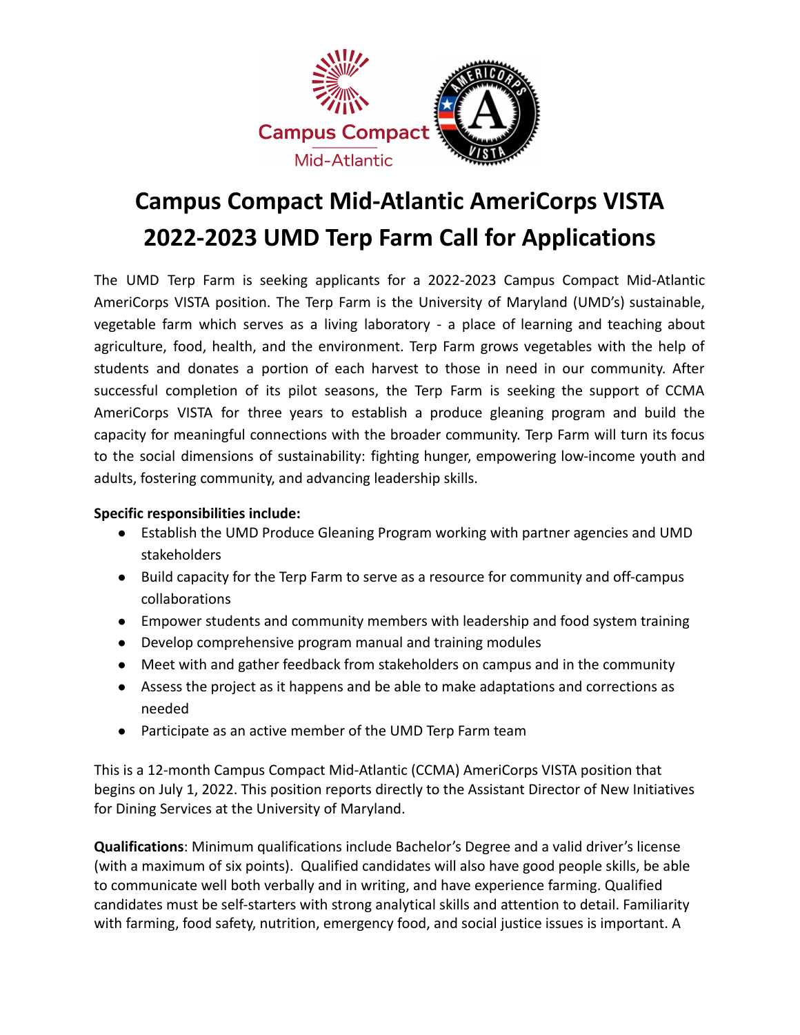# Campus Compact Mid-Atlantic AmeriCorps VISTA 2022-2023 UMD Terp Farm Call for Applications

The UMD Terp Farm is seeking applicants for a 2022-2023 Campus Compact Mid-Atlantic AmeriCorps VISTA position. The Terp Farm is the University of Maryland (UMD's) sustainable, vegetable farm which serves as a living laboratory - a place of learning and teaching about agriculture, food, health, and the environment. Terp Farm grows vegetables with the help of students and donates a portion of each harvest to those in need in our community. After successful completion of its pilot seasons, the Terp Farm is seeking the support of CCMA AmeriCorps VISTA for three years to establish a produce gleaning program and build the capacity for meaningful connections with the broader community. Terp Farm will turn its focus to the social dimensions of sustainability: fighting hunger, empowering low-income youth and adults, fostering community, and advancing leadership skills.

**Specific responsibilities include:**

- Establish the UMD Produce Gleaning Program working with partner agencies and UMD stakeholders
- Build capacity for the Terp Farm to serve as a resource for community and off-campus collaborations
- Empower students and community members with leadership and food system training
- Develop comprehensive program manual and training modules
- Meet with and gather feedback from stakeholders on campus and in the community
- Assess the project as it happens and be able to make adaptations and corrections as needed
- Participate as an active member of the UMD Terp Farm team

This is a 12-month Campus Compact Mid-Atlantic (CCMA) AmeriCorps VISTA position that begins on July 1, 2022. This position reports directly to the Assistant Director of New Initiatives for Dining Services at the University of Maryland.

**Qualifications**: Minimum qualifications include Bachelor's Degree and a valid driver's license (with a maximum of six points). Qualified candidates will also have good people skills, be able to communicate well both verbally and in writing, and have experience farming. Qualified candidates must be self-starters with strong analytical skills and attention to detail. Familiarity with farming, food safety, nutrition, emergency food, and social justice issues is important. A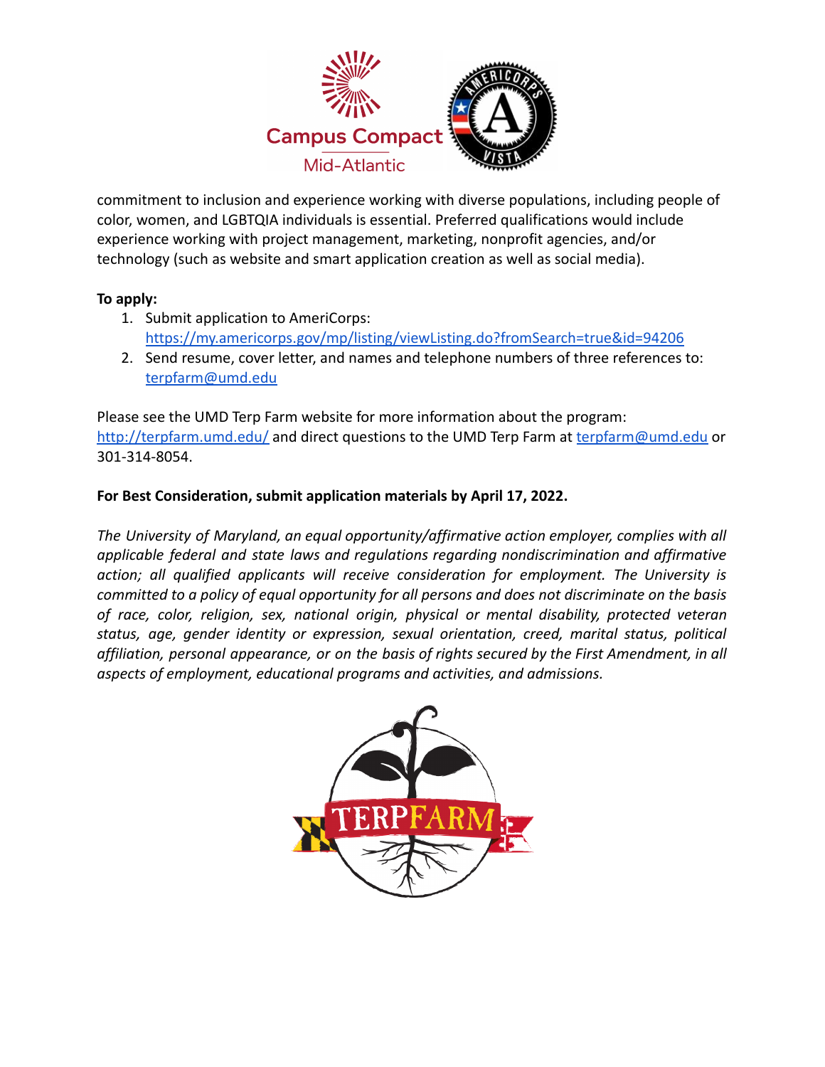commitment to inclusion and experience working with diverse populations, including people of color, women, and LGBTQIA individuals is essential. Preferred qualifications would include experience working with project management, marketing, nonprofit agencies, and/or technology (such as website and smart application creation as well as social media).

**To apply:**

1. Submit application to AmeriCorps: https://my.americorps.gov/mp/listing/viewListing.do?fromSearch=true&id=94206
2. Send resume, cover letter, and names and telephone numbers of three references to: terpfarm@umd.edu

Please see the UMD Terp Farm website for more information about the program: http://terpfarm.umd.edu/ and direct questions to the UMD Terp Farm at terpfarm@umd.edu or 301-314-8054.

**For Best Consideration, submit application materials by April 17, 2022.**

*The University of Maryland, an equal opportunity/affirmative action employer, complies with all applicable federal and state laws and regulations regarding nondiscrimination and affirmative action; all qualified applicants will receive consideration for employment. The University is committed to a policy of equal opportunity for all persons and does not discriminate on the basis of race, color, religion, sex, national origin, physical or mental disability, protected veteran status, age, gender identity or expression, sexual orientation, creed, marital status, political affiliation, personal appearance, or on the basis of rights secured by the First Amendment, in all aspects of employment, educational programs and activities, and admissions.*